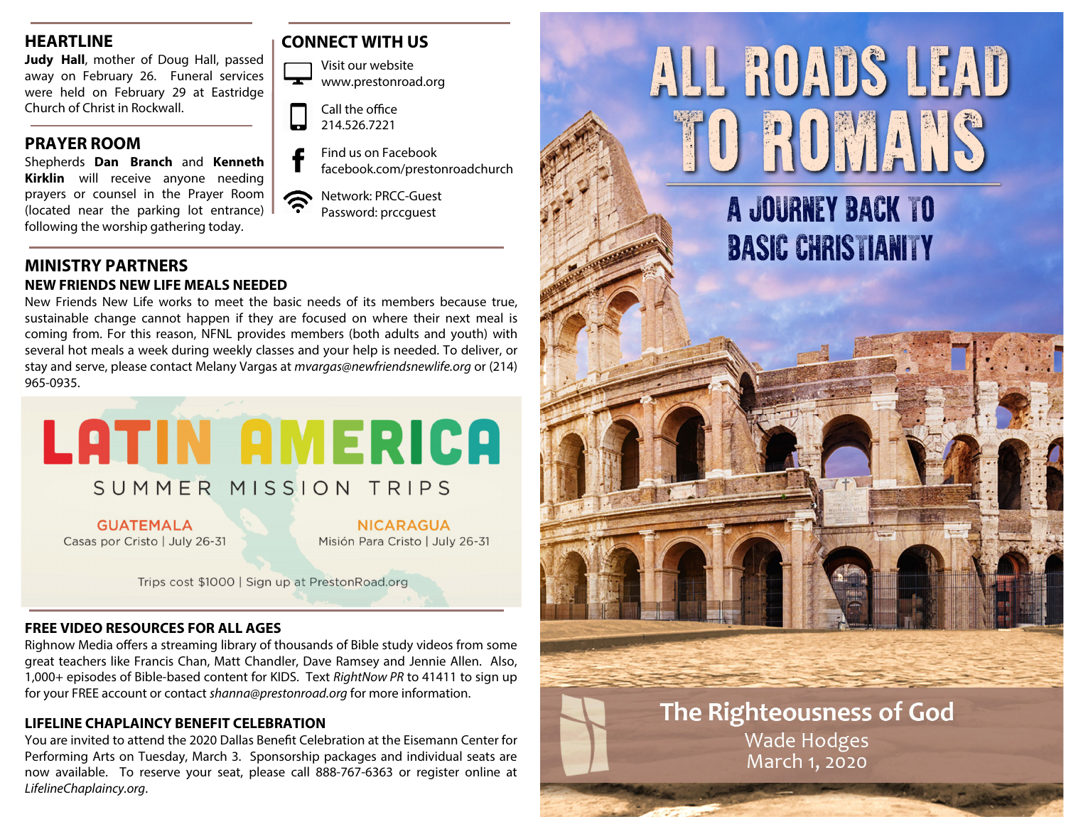## HEARTLINE

**Judy Hall**, mother of Doug Hall, passed away on February 26. Funeral services were held on February 29 at Eastridge Church of Christ in Rockwall.

## PRAYER ROOM

Shepherds **Dan Branch** and **Kenneth Kirklin** will receive anyone needing prayers or counsel in the Prayer Room (located near the parking lot entrance) following the worship gathering today.

## CONNECT WITH US

Visit our website
www.prestonroad.org

Call the office
214.526.7221

Find us on Facebook
facebook.com/prestonroadchurch

Network: PRCC-Guest
Password: prccguest

## MINISTRY PARTNERS

### NEW FRIENDS NEW LIFE MEALS NEEDED

New Friends New Life works to meet the basic needs of its members because true, sustainable change cannot happen if they are focused on where their next meal is coming from. For this reason, NFNL provides members (both adults and youth) with several hot meals a week during weekly classes and your help is needed. To deliver, or stay and serve, please contact Melany Vargas at *mvargas@newfriendsnewlife.org* or (214) 965-0935.

## LATIN AMERICA

SUMMER MISSION TRIPS

**GUATEMALA**
Casas por Cristo | July 26-31

**NICARAGUA**
Misión Para Cristo | July 26-31

Trips cost $1000 | Sign up at PrestonRoad.org

### FREE VIDEO RESOURCES FOR ALL AGES

Righnow Media offers a streaming library of thousands of Bible study videos from some great teachers like Francis Chan, Matt Chandler, Dave Ramsey and Jennie Allen. Also, 1,000+ episodes of Bible-based content for KIDS. Text *RightNow PR* to 41411 to sign up for your FREE account or contact *shanna@prestonroad.org* for more information.

### LIFELINE CHAPLAINCY BENEFIT CELEBRATION

You are invited to attend the 2020 Dallas Benefit Celebration at the Eisemann Center for Performing Arts on Tuesday, March 3. Sponsorship packages and individual seats are now available. To reserve your seat, please call 888-767-6363 or register online at *LifelineChaplaincy.org*.

# ALL ROADS LEAD TO ROMANS

## A JOURNEY BACK TO BASIC CHRISTIANITY

**The Righteousness of God**
Wade Hodges
March 1, 2020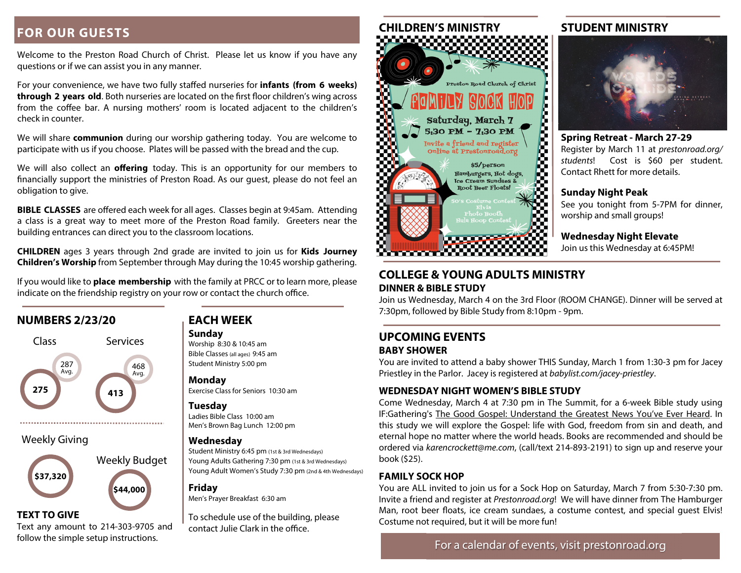## FOR OUR GUESTS

Welcome to the Preston Road Church of Christ. Please let us know if you have any questions or if we can assist you in any manner.

For your convenience, we have two fully staffed nurseries for **infants (from 6 weeks) through 2 years old**. Both nurseries are located on the first floor children's wing across from the coffee bar. A nursing mothers' room is located adjacent to the children's check in counter.

We will share **communion** during our worship gathering today. You are welcome to participate with us if you choose. Plates will be passed with the bread and the cup.

We will also collect an **offering** today. This is an opportunity for our members to financially support the ministries of Preston Road. As our guest, please do not feel an obligation to give.

**BIBLE CLASSES** are offered each week for all ages. Classes begin at 9:45am. Attending a class is a great way to meet more of the Preston Road family. Greeters near the building entrances can direct you to the classroom locations.

**CHILDREN** ages 3 years through 2nd grade are invited to join us for **Kids Journey Children's Worship** from September through May during the 10:45 worship gathering.

If you would like to **place membership** with the family at PRCC or to learn more, please indicate on the friendship registry on your row or contact the church office.

## NUMBERS 2/23/20

Class
275
287 Avg.

Services
413
468 Avg.

Weekly Giving
$37,320

Weekly Budget
$44,000

### TEXT TO GIVE

Text any amount to 214-303-9705 and follow the simple setup instructions.

## EACH WEEK

**Sunday**
Worship 8:30 & 10:45 am
Bible Classes (all ages) 9:45 am
Student Ministry 5:00 pm

**Monday**
Exercise Class for Seniors 10:30 am

**Tuesday**
Ladies Bible Class 10:00 am
Men's Brown Bag Lunch 12:00 pm

**Wednesday**
Student Ministry 6:45 pm (1st & 3rd Wednesdays)
Young Adults Gathering 7:30 pm (1st & 3rd Wednesdays)
Young Adult Women's Study 7:30 pm (2nd & 4th Wednesdays)

**Friday**
Men's Prayer Breakfast 6:30 am

To schedule use of the building, please contact Julie Clark in the office.

## CHILDREN'S MINISTRY

Preston Road Church of Christ
FAMILY SOCK HOP
Saturday, March 7
5:30 PM – 7:30 PM
Invite a friend and register online at Prestonroad.org
$5/person
Hamburgers, Hot dogs, Ice Cream Sundaes & Root Beer Floats!
50's Costume Contest
Elvis
Photo Booth
Hula Hoop Contest

## STUDENT MINISTRY

WORLDS COLLIDE
SPRING RETREAT

**Spring Retreat - March 27-29**
Register by March 11 at *prestonroad.org/students*! Cost is $60 per student. Contact Rhett for more details.

**Sunday Night Peak**
See you tonight from 5-7PM for dinner, worship and small groups!

**Wednesday Night Elevate**
Join us this Wednesday at 6:45PM!

## COLLEGE & YOUNG ADULTS MINISTRY

### DINNER & BIBLE STUDY

Join us Wednesday, March 4 on the 3rd Floor (ROOM CHANGE). Dinner will be served at 7:30pm, followed by Bible Study from 8:10pm - 9pm.

## UPCOMING EVENTS

### BABY SHOWER

You are invited to attend a baby shower THIS Sunday, March 1 from 1:30-3 pm for Jacey Priestley in the Parlor. Jacey is registered at *babylist.com/jacey-priestley*.

### WEDNESDAY NIGHT WOMEN'S BIBLE STUDY

Come Wednesday, March 4 at 7:30 pm in The Summit, for a 6-week Bible study using IF:Gathering's The Good Gospel: Understand the Greatest News You've Ever Heard. In this study we will explore the Gospel: life with God, freedom from sin and death, and eternal hope no matter where the world heads. Books are recommended and should be ordered via *karencrockett@me.com*, (call/text 214-893-2191) to sign up and reserve your book ($25).

### FAMILY SOCK HOP

You are ALL invited to join us for a Sock Hop on Saturday, March 7 from 5:30-7:30 pm. Invite a friend and register at *Prestonroad.org*! We will have dinner from The Hamburger Man, root beer floats, ice cream sundaes, a costume contest, and special guest Elvis! Costume not required, but it will be more fun!

For a calendar of events, visit prestonroad.org